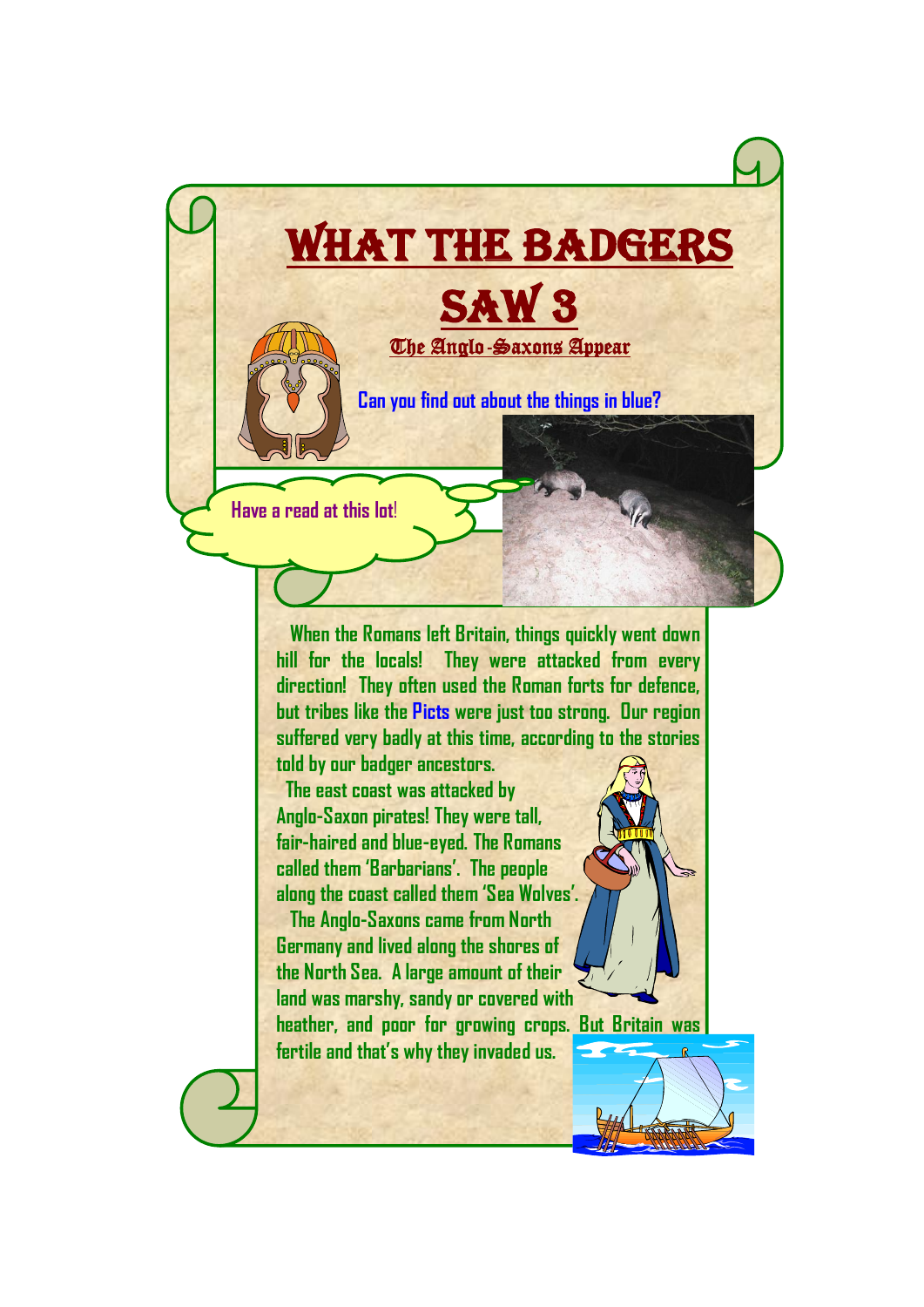# What the Badgers Saw 3

## The Anglo-Saxons Appear

**Can you find out about the things in blue?**

Have a read at this lot!

When the Romans left Britain, things quickly went down hill for the locals! They were attacked from every direction! They often used the Roman forts for defence, but tribes like the Picts were just too strong. Our region suffered very badly at this time, according to the stories told by our badger ancestors.

The east coast was attacked by Anglo-Saxon pirates! They were tall, fair-haired and blue-eyed. The Romans called them 'Barbarians'. The people along the coast called them 'Sea Wolves'.

The Anglo-Saxons came from North Germany and lived along the shores of the North Sea. A large amount of their land was marshy, sandy or covered with heather, and poor for growing crops. But Britain was fertile and that's why they invaded us.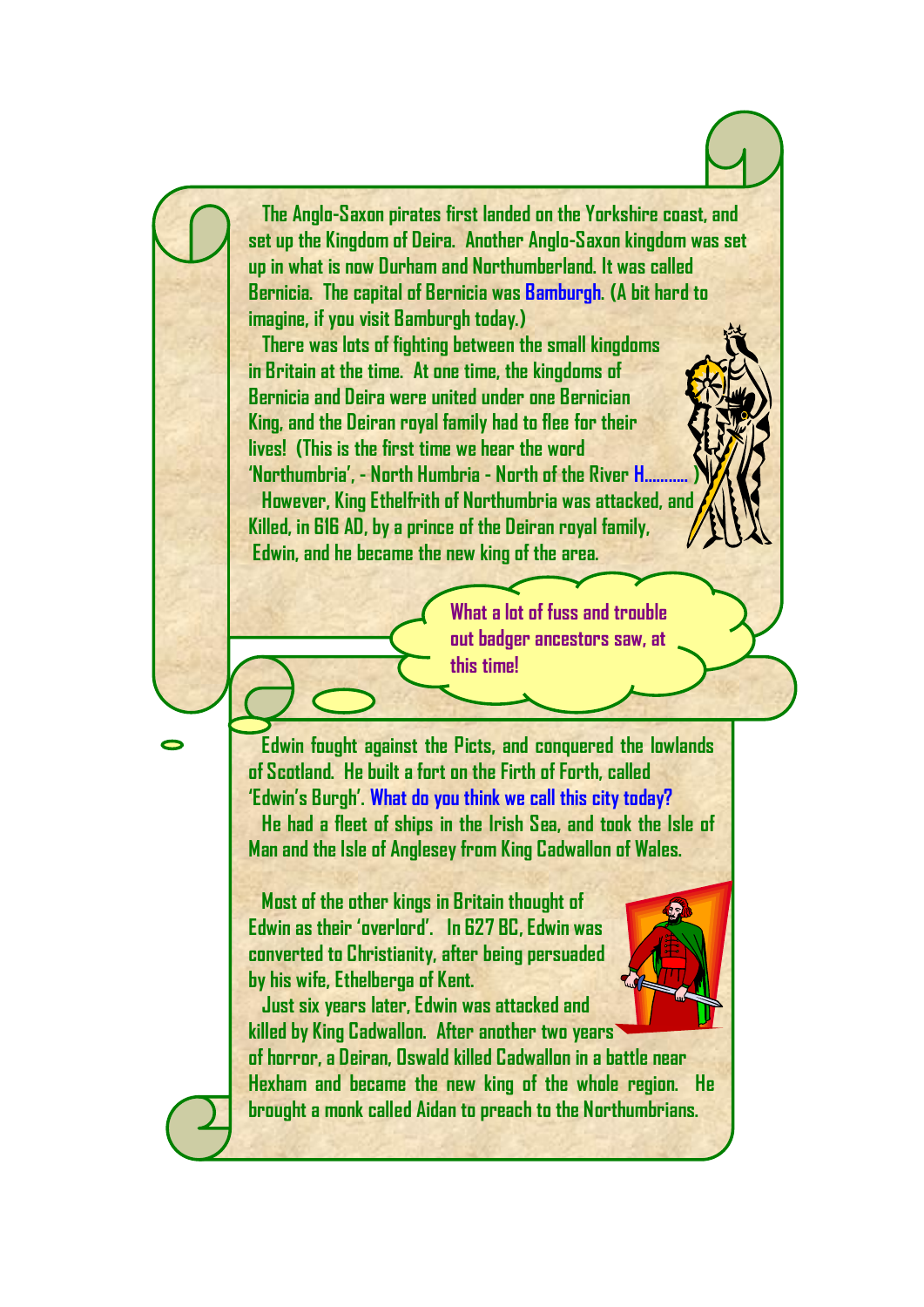The Anglo-Saxon pirates first landed on the Yorkshire coast, and set up the Kingdom of Deira. Another Anglo-Saxon kingdom was set up in what is now Durham and Northumberland. It was called Bernicia. The capital of Bernicia was Bamburgh. (A bit hard to imagine, if you visit Bamburgh today.)

There was lots of fighting between the small kingdoms in Britain at the time. At one time, the kingdoms of Bernicia and Deira were united under one Bernician King, and the Deiran royal family had to flee for their lives! (This is the first time we hear the word 'Northumbria', - North Humbria - North of the River H………. )

However, King Ethelfrith of Northumbria was attacked, and Killed, in 616 AD, by a prince of the Deiran royal family, Edwin, and he became the new king of the area.

What a lot of fuss and trouble out badger ancestors saw, at this time!

Edwin fought against the Picts, and conquered the lowlands of Scotland. He built a fort on the Firth of Forth, called 'Edwin's Burgh'. What do you think we call this city today?

He had a fleet of ships in the Irish Sea, and took the Isle of Man and the Isle of Anglesey from King Cadwallon of Wales.

Most of the other kings in Britain thought of Edwin as their 'overlord'. In 627 BC, Edwin was converted to Christianity, after being persuaded by his wife, Ethelberga of Kent.

Just six years later, Edwin was attacked and killed by King Cadwallon. After another two years of horror, a Deiran, Oswald killed Cadwallon in a battle near Hexham and became the new king of the whole region. He brought a monk called Aidan to preach to the Northumbrians.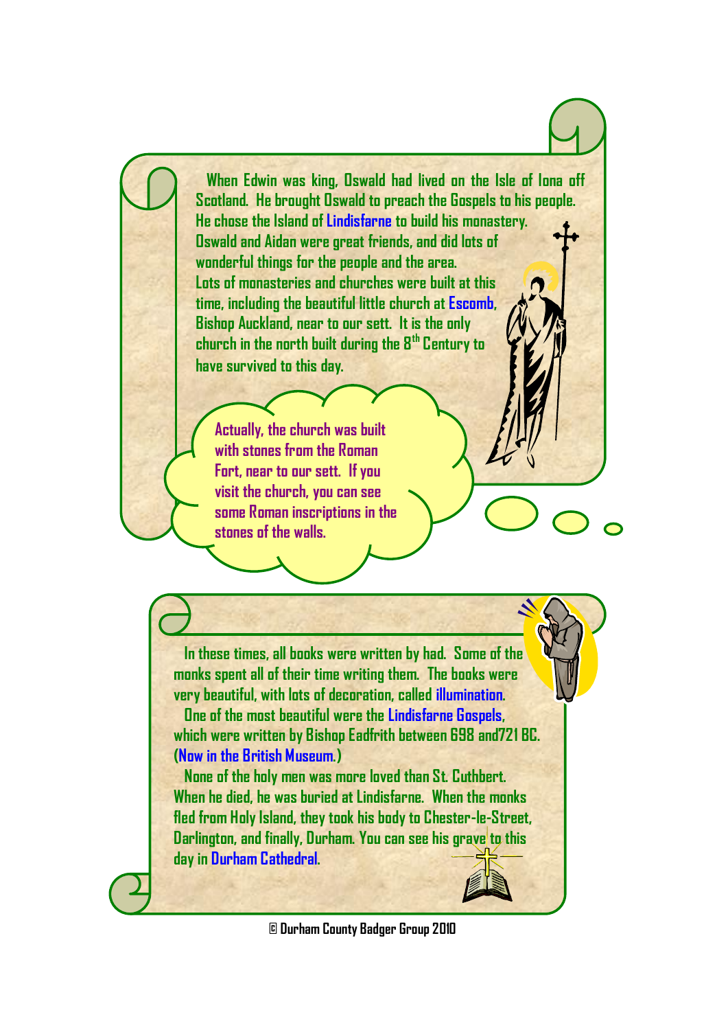When Edwin was king, Oswald had lived on the Isle of Iona off Scotland. He brought Oswald to preach the Gospels to his people. He chose the Island of **Lindisfarne** to build his monastery. Oswald and Aidan were great friends, and did lots of wonderful things for the people and the area. Lots of monasteries and churches were built at this time, including the beautiful little church at **Escomb**, Bishop Auckland, near to our sett. It is the only church in the north built during the 8th Century to have survived to this day.

Actually, the church was built with stones from the Roman Fort, near to our sett. If you visit the church, you can see some Roman inscriptions in the stones of the walls.

In these times, all books were written by had. Some of the monks spent all of their time writing them. The books were very beautiful, with lots of decoration, called **illumination**.

One of the most beautiful were the **Lindisfarne Gospels**, which were written by Bishop Eadfrith between 698 and721 BC. (**Now in the British Museum.**)

None of the holy men was more loved than St. Cuthbert. When he died, he was buried at Lindisfarne. When the monks fled from Holy Island, they took his body to Chester-le-Street, Darlington, and finally, Durham. You can see his grave to this day in **Durham Cathedral**.

© Durham County Badger Group 2010